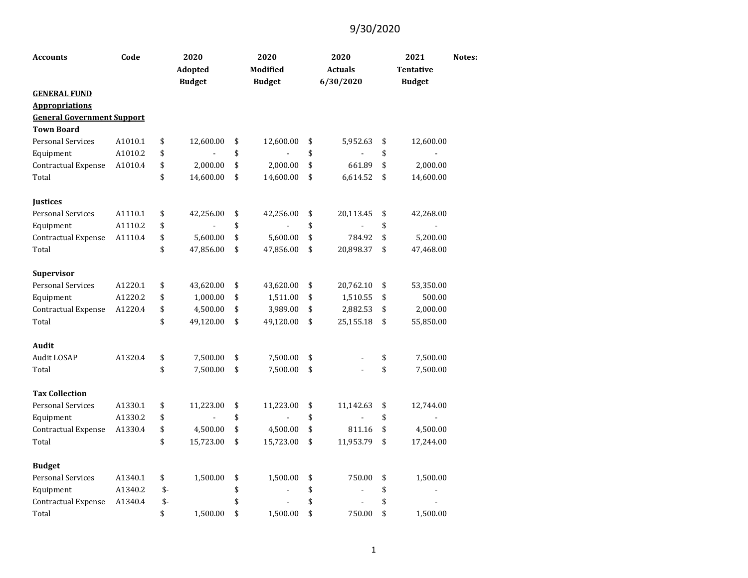9/30/2020

| Accounts | Code | 2020 Adopted Budget | 2020 Modified Budget | 2020 Actuals 6/30/2020 | 2021 Tentative Budget | Notes: |
|---|---|---|---|---|---|---|
| **GENERAL FUND** | | | | | | |
| **Appropriations** | | | | | | |
| **General Government Support** | | | | | | |
| **Town Board** | | | | | | |
| Personal Services | A1010.1 | $ 12,600.00 | $ 12,600.00 | $ 5,952.63 | $ 12,600.00 | |
| Equipment | A1010.2 | $ - | $ - | $ - | $ - | |
| Contractual Expense | A1010.4 | $ 2,000.00 | $ 2,000.00 | $ 661.89 | $ 2,000.00 | |
| Total | | $ 14,600.00 | $ 14,600.00 | $ 6,614.52 | $ 14,600.00 | |
| | | | | | | |
| **Justices** | | | | | | |
| Personal Services | A1110.1 | $ 42,256.00 | $ 42,256.00 | $ 20,113.45 | $ 42,268.00 | |
| Equipment | A1110.2 | $ - | $ - | $ - | $ - | |
| Contractual Expense | A1110.4 | $ 5,600.00 | $ 5,600.00 | $ 784.92 | $ 5,200.00 | |
| Total | | $ 47,856.00 | $ 47,856.00 | $ 20,898.37 | $ 47,468.00 | |
| | | | | | | |
| **Supervisor** | | | | | | |
| Personal Services | A1220.1 | $ 43,620.00 | $ 43,620.00 | $ 20,762.10 | $ 53,350.00 | |
| Equipment | A1220.2 | $ 1,000.00 | $ 1,511.00 | $ 1,510.55 | $ 500.00 | |
| Contractual Expense | A1220.4 | $ 4,500.00 | $ 3,989.00 | $ 2,882.53 | $ 2,000.00 | |
| Total | | $ 49,120.00 | $ 49,120.00 | $ 25,155.18 | $ 55,850.00 | |
| | | | | | | |
| **Audit** | | | | | | |
| Audit LOSAP | A1320.4 | $ 7,500.00 | $ 7,500.00 | $ - | $ 7,500.00 | |
| Total | | $ 7,500.00 | $ 7,500.00 | $ - | $ 7,500.00 | |
| | | | | | | |
| **Tax Collection** | | | | | | |
| Personal Services | A1330.1 | $ 11,223.00 | $ 11,223.00 | $ 11,142.63 | $ 12,744.00 | |
| Equipment | A1330.2 | $ - | $ - | $ - | $ - | |
| Contractual Expense | A1330.4 | $ 4,500.00 | $ 4,500.00 | $ 811.16 | $ 4,500.00 | |
| Total | | $ 15,723.00 | $ 15,723.00 | $ 11,953.79 | $ 17,244.00 | |
| | | | | | | |
| **Budget** | | | | | | |
| Personal Services | A1340.1 | $ 1,500.00 | $ 1,500.00 | $ 750.00 | $ 1,500.00 | |
| Equipment | A1340.2 | $- | $ - | $ - | $ - | |
| Contractual Expense | A1340.4 | $- | $ - | $ - | $ - | |
| Total | | $ 1,500.00 | $ 1,500.00 | $ 750.00 | $ 1,500.00 | |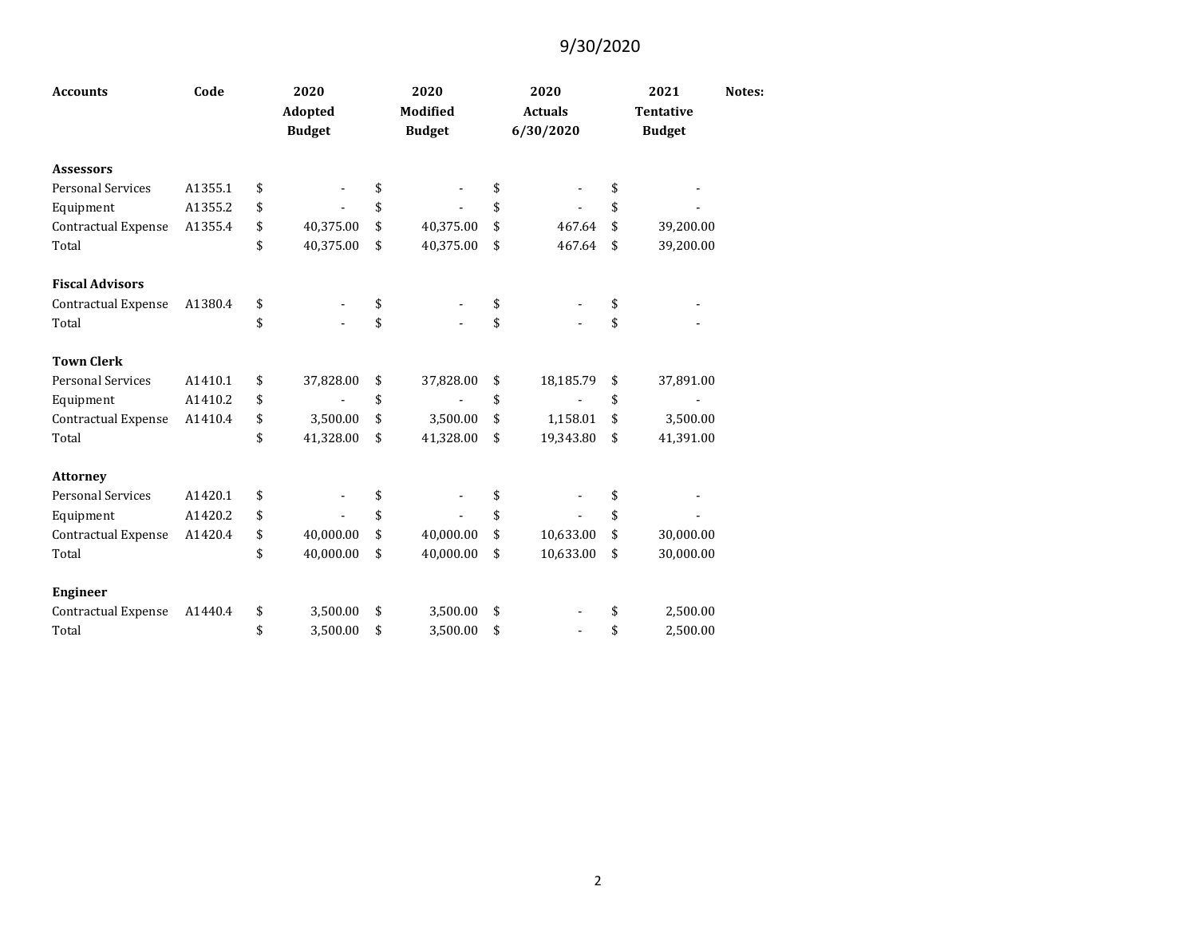9/30/2020

| Accounts | Code | 2020 Adopted Budget | 2020 Modified Budget | 2020 Actuals 6/30/2020 | 2021 Tentative Budget | Notes: |
|---|---|---|---|---|---|---|
| **Assessors** | | | | | | |
| Personal Services | A1355.1 | $ - | $ - | $ - | $ - | |
| Equipment | A1355.2 | $ - | $ - | $ - | $ - | |
| Contractual Expense | A1355.4 | $ 40,375.00 | $ 40,375.00 | $ 467.64 | $ 39,200.00 | |
| Total | | $ 40,375.00 | $ 40,375.00 | $ 467.64 | $ 39,200.00 | |
| **Fiscal Advisors** | | | | | | |
| Contractual Expense | A1380.4 | $ - | $ - | $ - | $ - | |
| Total | | $ - | $ - | $ - | $ - | |
| **Town Clerk** | | | | | | |
| Personal Services | A1410.1 | $ 37,828.00 | $ 37,828.00 | $ 18,185.79 | $ 37,891.00 | |
| Equipment | A1410.2 | $ - | $ - | $ - | $ - | |
| Contractual Expense | A1410.4 | $ 3,500.00 | $ 3,500.00 | $ 1,158.01 | $ 3,500.00 | |
| Total | | $ 41,328.00 | $ 41,328.00 | $ 19,343.80 | $ 41,391.00 | |
| **Attorney** | | | | | | |
| Personal Services | A1420.1 | $ - | $ - | $ - | $ - | |
| Equipment | A1420.2 | $ - | $ - | $ - | $ - | |
| Contractual Expense | A1420.4 | $ 40,000.00 | $ 40,000.00 | $ 10,633.00 | $ 30,000.00 | |
| Total | | $ 40,000.00 | $ 40,000.00 | $ 10,633.00 | $ 30,000.00 | |
| **Engineer** | | | | | | |
| Contractual Expense | A1440.4 | $ 3,500.00 | $ 3,500.00 | $ - | $ 2,500.00 | |
| Total | | $ 3,500.00 | $ 3,500.00 | $ - | $ 2,500.00 | |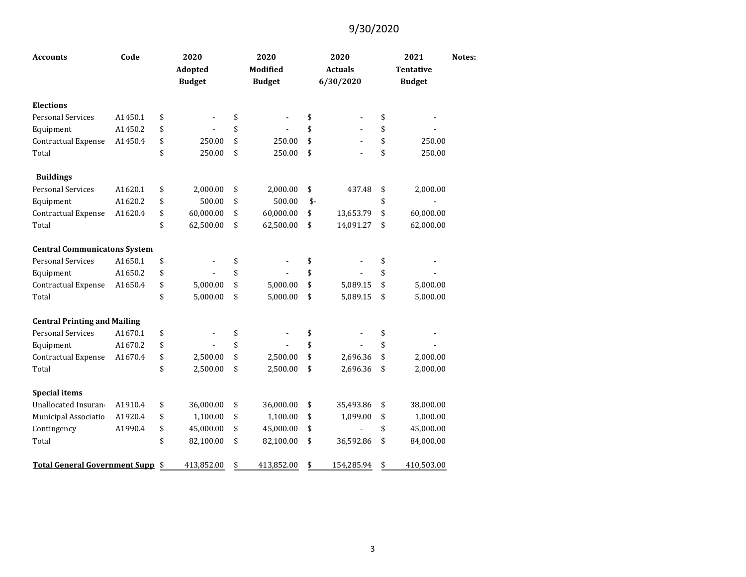9/30/2020

| Accounts | Code | 2020 Adopted Budget | 2020 Modified Budget | 2020 Actuals 6/30/2020 | 2021 Tentative Budget | Notes: |
|---|---|---|---|---|---|---|
| **Elections** | | | | | | |
| Personal Services | A1450.1 | $ - | $ - | $ - | $ - | |
| Equipment | A1450.2 | $ - | $ - | $ - | $ - | |
| Contractual Expense | A1450.4 | $ 250.00 | $ 250.00 | $ - | $ 250.00 | |
| Total | | $ 250.00 | $ 250.00 | $ - | $ 250.00 | |
| **Buildings** | | | | | | |
| Personal Services | A1620.1 | $ 2,000.00 | $ 2,000.00 | $ 437.48 | $ 2,000.00 | |
| Equipment | A1620.2 | $ 500.00 | $ 500.00 | $- | $ - | |
| Contractual Expense | A1620.4 | $ 60,000.00 | $ 60,000.00 | $ 13,653.79 | $ 60,000.00 | |
| Total | | $ 62,500.00 | $ 62,500.00 | $ 14,091.27 | $ 62,000.00 | |
| **Central Communicatons System** | | | | | | |
| Personal Services | A1650.1 | $ - | $ - | $ - | $ - | |
| Equipment | A1650.2 | $ - | $ - | $ - | $ - | |
| Contractual Expense | A1650.4 | $ 5,000.00 | $ 5,000.00 | $ 5,089.15 | $ 5,000.00 | |
| Total | | $ 5,000.00 | $ 5,000.00 | $ 5,089.15 | $ 5,000.00 | |
| **Central Printing and Mailing** | | | | | | |
| Personal Services | A1670.1 | $ - | $ - | $ - | $ - | |
| Equipment | A1670.2 | $ - | $ - | $ - | $ - | |
| Contractual Expense | A1670.4 | $ 2,500.00 | $ 2,500.00 | $ 2,696.36 | $ 2,000.00 | |
| Total | | $ 2,500.00 | $ 2,500.00 | $ 2,696.36 | $ 2,000.00 | |
| **Special items** | | | | | | |
| Unallocated Insuran | A1910.4 | $ 36,000.00 | $ 36,000.00 | $ 35,493.86 | $ 38,000.00 | |
| Municipal Associatio | A1920.4 | $ 1,100.00 | $ 1,100.00 | $ 1,099.00 | $ 1,000.00 | |
| Contingency | A1990.4 | $ 45,000.00 | $ 45,000.00 | $ - | $ 45,000.00 | |
| Total | | $ 82,100.00 | $ 82,100.00 | $ 36,592.86 | $ 84,000.00 | |
| **Total General Government Supp** | | $ 413,852.00 | $ 413,852.00 | $ 154,285.94 | $ 410,503.00 | |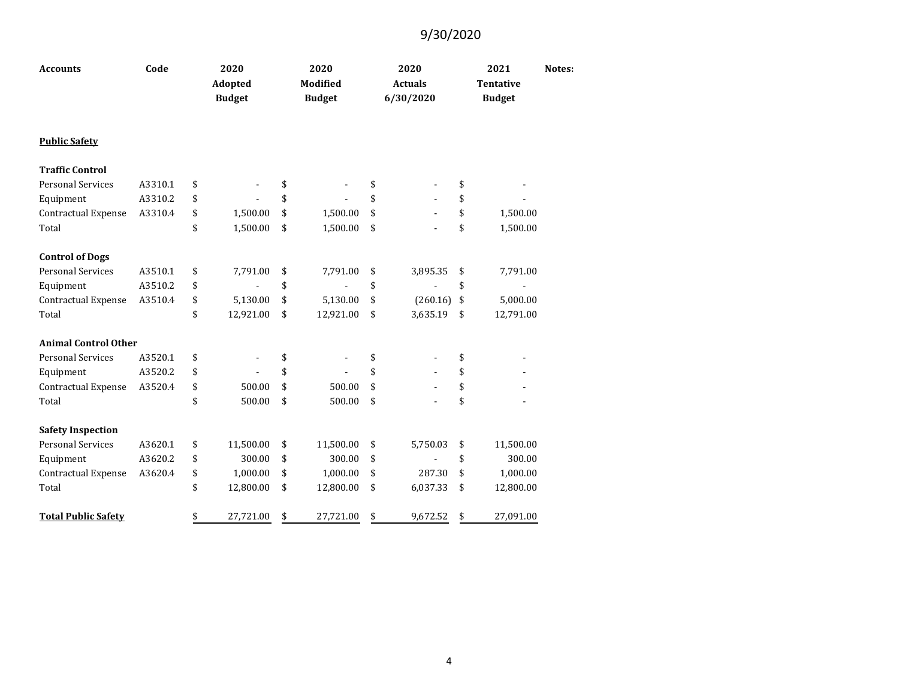9/30/2020

| Accounts | Code | 2020 Adopted Budget | 2020 Modified Budget | 2020 Actuals 6/30/2020 | 2021 Tentative Budget | Notes: |
|---|---|---|---|---|---|---|
| **Public Safety** | | | | | | |
| **Traffic Control** | | | | | | |
| Personal Services | A3310.1 | $ - | $ - | $ - | $ - | |
| Equipment | A3310.2 | $ - | $ - | $ - | $ - | |
| Contractual Expense | A3310.4 | $ 1,500.00 | $ 1,500.00 | $ - | $ 1,500.00 | |
| Total | | $ 1,500.00 | $ 1,500.00 | $ - | $ 1,500.00 | |
| **Control of Dogs** | | | | | | |
| Personal Services | A3510.1 | $ 7,791.00 | $ 7,791.00 | $ 3,895.35 | $ 7,791.00 | |
| Equipment | A3510.2 | $ - | $ - | $ - | $ - | |
| Contractual Expense | A3510.4 | $ 5,130.00 | $ 5,130.00 | $ (260.16) | $ 5,000.00 | |
| Total | | $ 12,921.00 | $ 12,921.00 | $ 3,635.19 | $ 12,791.00 | |
| **Animal Control Other** | | | | | | |
| Personal Services | A3520.1 | $ - | $ - | $ - | $ - | |
| Equipment | A3520.2 | $ - | $ - | $ - | $ - | |
| Contractual Expense | A3520.4 | $ 500.00 | $ 500.00 | $ - | $ - | |
| Total | | $ 500.00 | $ 500.00 | $ - | $ - | |
| **Safety Inspection** | | | | | | |
| Personal Services | A3620.1 | $ 11,500.00 | $ 11,500.00 | $ 5,750.03 | $ 11,500.00 | |
| Equipment | A3620.2 | $ 300.00 | $ 300.00 | $ - | $ 300.00 | |
| Contractual Expense | A3620.4 | $ 1,000.00 | $ 1,000.00 | $ 287.30 | $ 1,000.00 | |
| Total | | $ 12,800.00 | $ 12,800.00 | $ 6,037.33 | $ 12,800.00 | |
| **Total Public Safety** | | $ 27,721.00 | $ 27,721.00 | $ 9,672.52 | $ 27,091.00 | |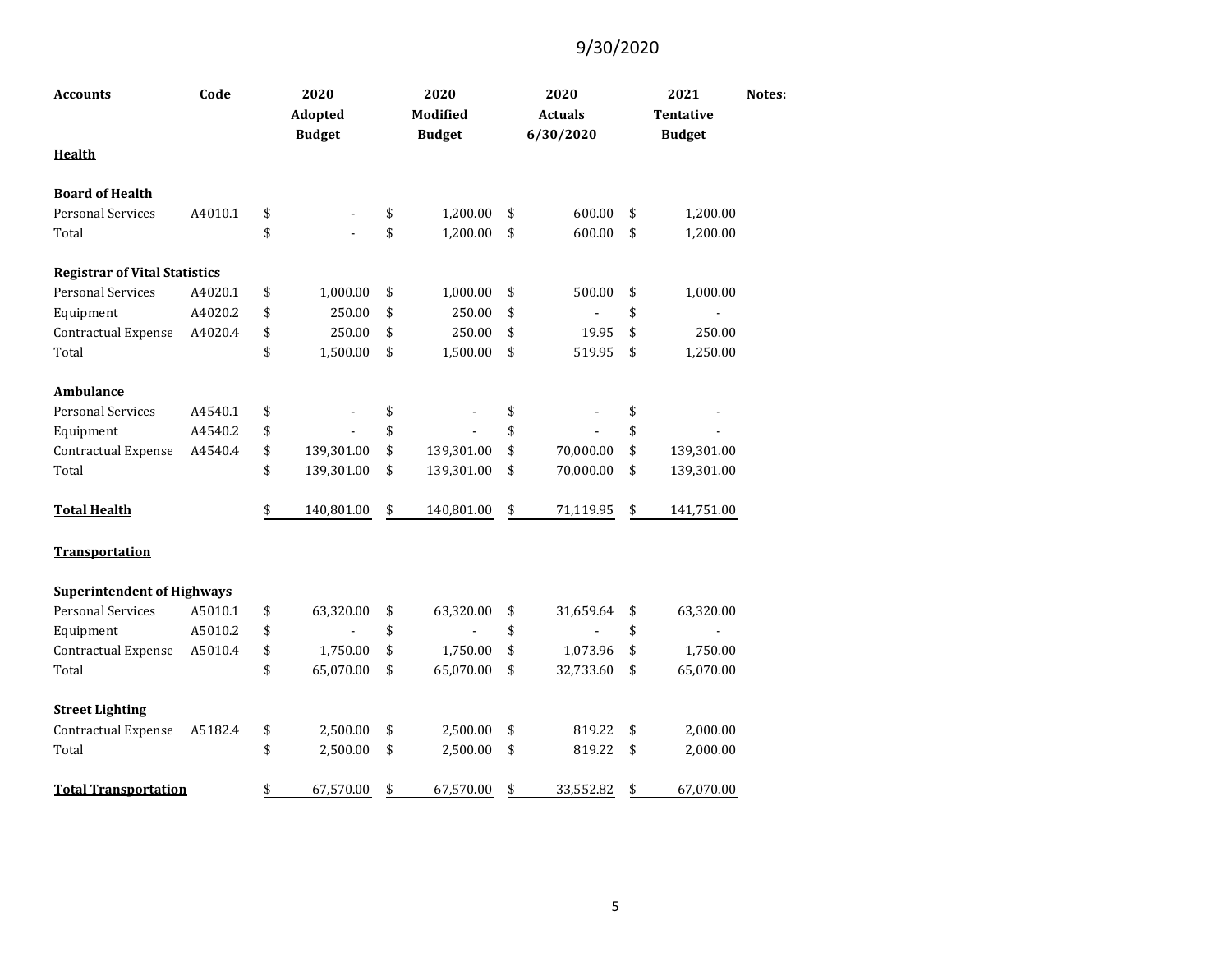9/30/2020

| Accounts | Code | 2020 Adopted Budget | 2020 Modified Budget | 2020 Actuals 6/30/2020 | 2021 Tentative Budget | Notes: |
|---|---|---|---|---|---|---|
| **Health** | | | | | | |
| | | | | | | |
| **Board of Health** | | | | | | |
| Personal Services | A4010.1 | $ - | $ 1,200.00 | $ 600.00 | $ 1,200.00 | |
| Total | | $ - | $ 1,200.00 | $ 600.00 | $ 1,200.00 | |
| | | | | | | |
| **Registrar of Vital Statistics** | | | | | | |
| Personal Services | A4020.1 | $ 1,000.00 | $ 1,000.00 | $ 500.00 | $ 1,000.00 | |
| Equipment | A4020.2 | $ 250.00 | $ 250.00 | $ - | $ - | |
| Contractual Expense | A4020.4 | $ 250.00 | $ 250.00 | $ 19.95 | $ 250.00 | |
| Total | | $ 1,500.00 | $ 1,500.00 | $ 519.95 | $ 1,250.00 | |
| | | | | | | |
| **Ambulance** | | | | | | |
| Personal Services | A4540.1 | $ - | $ - | $ - | $ - | |
| Equipment | A4540.2 | $ - | $ - | $ - | $ - | |
| Contractual Expense | A4540.4 | $ 139,301.00 | $ 139,301.00 | $ 70,000.00 | $ 139,301.00 | |
| Total | | $ 139,301.00 | $ 139,301.00 | $ 70,000.00 | $ 139,301.00 | |
| | | | | | | |
| **Total Health** | | $ 140,801.00 | $ 140,801.00 | $ 71,119.95 | $ 141,751.00 | |
| | | | | | | |
| **Transportation** | | | | | | |
| | | | | | | |
| **Superintendent of Highways** | | | | | | |
| Personal Services | A5010.1 | $ 63,320.00 | $ 63,320.00 | $ 31,659.64 | $ 63,320.00 | |
| Equipment | A5010.2 | $ - | $ - | $ - | $ - | |
| Contractual Expense | A5010.4 | $ 1,750.00 | $ 1,750.00 | $ 1,073.96 | $ 1,750.00 | |
| Total | | $ 65,070.00 | $ 65,070.00 | $ 32,733.60 | $ 65,070.00 | |
| | | | | | | |
| **Street Lighting** | | | | | | |
| Contractual Expense | A5182.4 | $ 2,500.00 | $ 2,500.00 | $ 819.22 | $ 2,000.00 | |
| Total | | $ 2,500.00 | $ 2,500.00 | $ 819.22 | $ 2,000.00 | |
| | | | | | | |
| **Total Transportation** | | $ 67,570.00 | $ 67,570.00 | $ 33,552.82 | $ 67,070.00 | |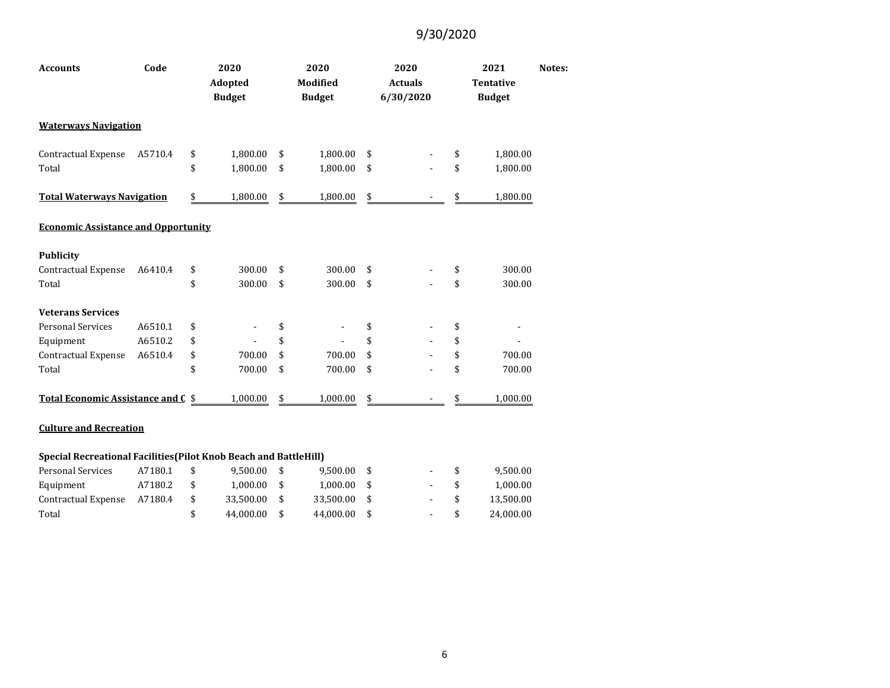9/30/2020

| Accounts | Code | 2020 Adopted Budget | 2020 Modified Budget | 2020 Actuals 6/30/2020 | 2021 Tentative Budget | Notes: |
|---|---|---|---|---|---|---|
| **Waterways Navigation** | | | | | | |
| Contractual Expense | A5710.4 | $ 1,800.00 | $ 1,800.00 | $ - | $ 1,800.00 | |
| Total | | $ 1,800.00 | $ 1,800.00 | $ - | $ 1,800.00 | |
| **Total Waterways Navigation** | | $ 1,800.00 | $ 1,800.00 | $ - | $ 1,800.00 | |
| **Economic Assistance and Opportunity** | | | | | | |
| **Publicity** | | | | | | |
| Contractual Expense | A6410.4 | $ 300.00 | $ 300.00 | $ - | $ 300.00 | |
| Total | | $ 300.00 | $ 300.00 | $ - | $ 300.00 | |
| **Veterans Services** | | | | | | |
| Personal Services | A6510.1 | $ - | $ - | $ - | $ - | |
| Equipment | A6510.2 | $ - | $ - | $ - | $ - | |
| Contractual Expense | A6510.4 | $ 700.00 | $ 700.00 | $ - | $ 700.00 | |
| Total | | $ 700.00 | $ 700.00 | $ - | $ 700.00 | |
| **Total Economic Assistance and C** | | $ 1,000.00 | $ 1,000.00 | $ - | $ 1,000.00 | |
| **Culture and Recreation** | | | | | | |
| **Special Recreational Facilities(Pilot Knob Beach and BattleHill)** | | | | | | |
| Personal Services | A7180.1 | $ 9,500.00 | $ 9,500.00 | $ - | $ 9,500.00 | |
| Equipment | A7180.2 | $ 1,000.00 | $ 1,000.00 | $ - | $ 1,000.00 | |
| Contractual Expense | A7180.4 | $ 33,500.00 | $ 33,500.00 | $ - | $ 13,500.00 | |
| Total | | $ 44,000.00 | $ 44,000.00 | $ - | $ 24,000.00 | |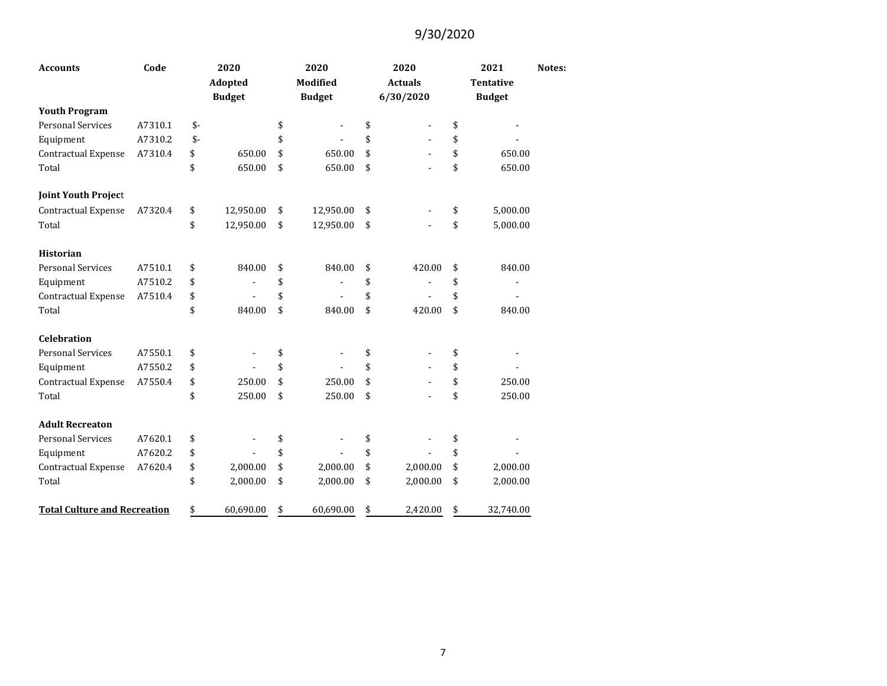9/30/2020

| Accounts | Code | 2020 Adopted Budget | 2020 Modified Budget | 2020 Actuals 6/30/2020 | 2021 Tentative Budget | Notes: |
|---|---|---|---|---|---|---|
| **Youth Program** | | | | | | |
| Personal Services | A7310.1 | $- | $ - | $ - | $ - | |
| Equipment | A7310.2 | $- | $ - | $ - | $ - | |
| Contractual Expense | A7310.4 | $ 650.00 | $ 650.00 | $ - | $ 650.00 | |
| Total | | $ 650.00 | $ 650.00 | $ - | $ 650.00 | |
| | | | | | | |
| **Joint Youth Project** | | | | | | |
| Contractual Expense | A7320.4 | $ 12,950.00 | $ 12,950.00 | $ - | $ 5,000.00 | |
| Total | | $ 12,950.00 | $ 12,950.00 | $ - | $ 5,000.00 | |
| | | | | | | |
| **Historian** | | | | | | |
| Personal Services | A7510.1 | $ 840.00 | $ 840.00 | $ 420.00 | $ 840.00 | |
| Equipment | A7510.2 | $ - | $ - | $ - | $ - | |
| Contractual Expense | A7510.4 | $ - | $ - | $ - | $ - | |
| Total | | $ 840.00 | $ 840.00 | $ 420.00 | $ 840.00 | |
| | | | | | | |
| **Celebration** | | | | | | |
| Personal Services | A7550.1 | $ - | $ - | $ - | $ - | |
| Equipment | A7550.2 | $ - | $ - | $ - | $ - | |
| Contractual Expense | A7550.4 | $ 250.00 | $ 250.00 | $ - | $ 250.00 | |
| Total | | $ 250.00 | $ 250.00 | $ - | $ 250.00 | |
| | | | | | | |
| **Adult Recreaton** | | | | | | |
| Personal Services | A7620.1 | $ - | $ - | $ - | $ - | |
| Equipment | A7620.2 | $ - | $ - | $ - | $ - | |
| Contractual Expense | A7620.4 | $ 2,000.00 | $ 2,000.00 | $ 2,000.00 | $ 2,000.00 | |
| Total | | $ 2,000.00 | $ 2,000.00 | $ 2,000.00 | $ 2,000.00 | |
| | | | | | | |
| **Total Culture and Recreation** | | $ 60,690.00 | $ 60,690.00 | $ 2,420.00 | $ 32,740.00 | |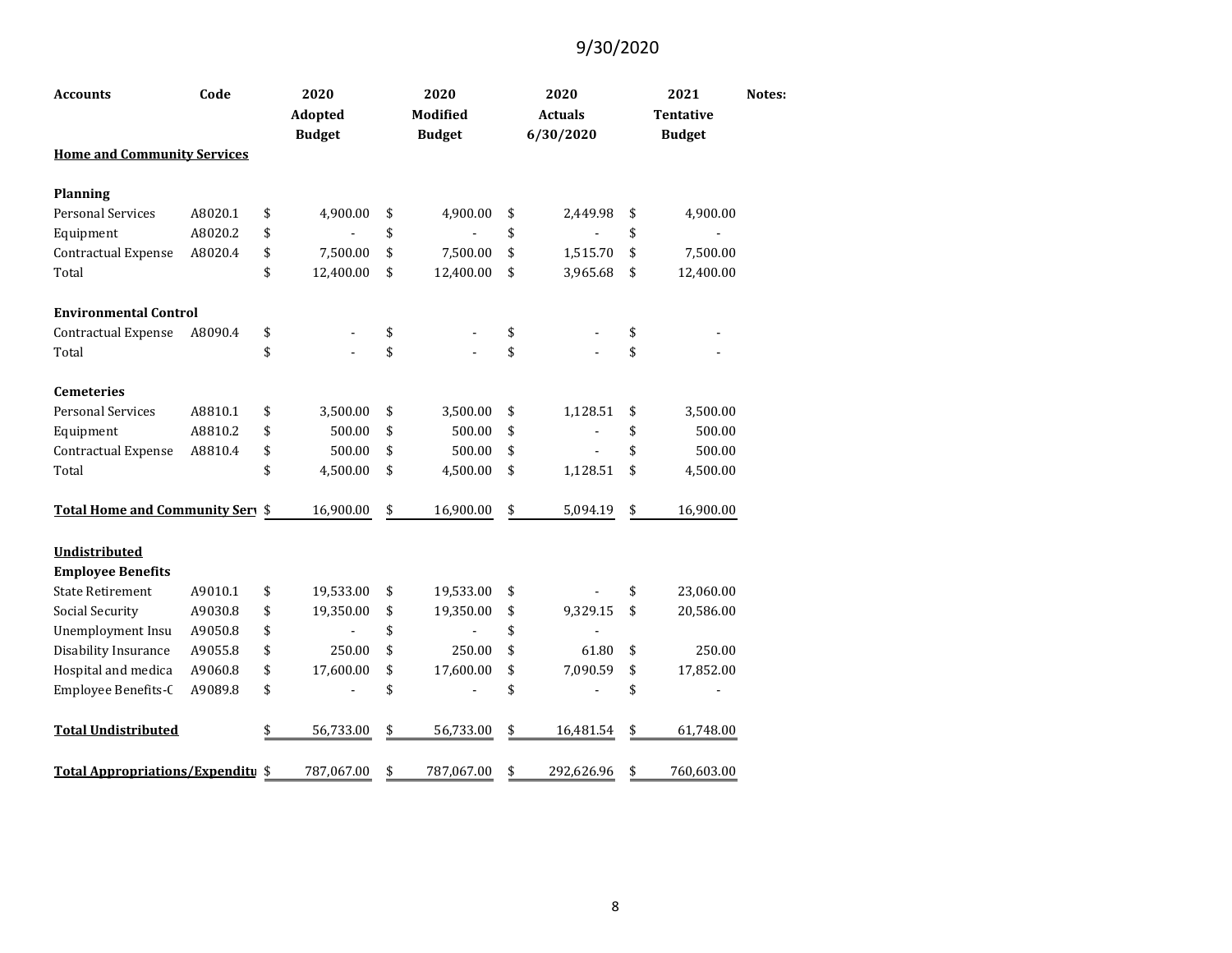9/30/2020

| Accounts | Code | 2020 Adopted Budget | 2020 Modified Budget | 2020 Actuals 6/30/2020 | 2021 Tentative Budget | Notes: |
|---|---|---|---|---|---|---|
| **Home and Community Services** | | | | | | |
| | | | | | | |
| **Planning** | | | | | | |
| Personal Services | A8020.1 | $ 4,900.00 | $ 4,900.00 | $ 2,449.98 | $ 4,900.00 | |
| Equipment | A8020.2 | $ - | $ - | $ - | $ - | |
| Contractual Expense | A8020.4 | $ 7,500.00 | $ 7,500.00 | $ 1,515.70 | $ 7,500.00 | |
| Total | | $ 12,400.00 | $ 12,400.00 | $ 3,965.68 | $ 12,400.00 | |
| | | | | | | |
| **Environmental Control** | | | | | | |
| Contractual Expense | A8090.4 | $ - | $ - | $ - | $ - | |
| Total | | $ - | $ - | $ - | $ - | |
| | | | | | | |
| **Cemeteries** | | | | | | |
| Personal Services | A8810.1 | $ 3,500.00 | $ 3,500.00 | $ 1,128.51 | $ 3,500.00 | |
| Equipment | A8810.2 | $ 500.00 | $ 500.00 | $ - | $ 500.00 | |
| Contractual Expense | A8810.4 | $ 500.00 | $ 500.00 | $ - | $ 500.00 | |
| Total | | $ 4,500.00 | $ 4,500.00 | $ 1,128.51 | $ 4,500.00 | |
| | | | | | | |
| **Total Home and Community Serv** | | $ 16,900.00 | $ 16,900.00 | $ 5,094.19 | $ 16,900.00 | |
| | | | | | | |
| **Undistributed** | | | | | | |
| **Employee Benefits** | | | | | | |
| State Retirement | A9010.1 | $ 19,533.00 | $ 19,533.00 | $ - | $ 23,060.00 | |
| Social Security | A9030.8 | $ 19,350.00 | $ 19,350.00 | $ 9,329.15 | $ 20,586.00 | |
| Unemployment Insu | A9050.8 | $ - | $ - | $ - | | |
| Disability Insurance | A9055.8 | $ 250.00 | $ 250.00 | $ 61.80 | $ 250.00 | |
| Hospital and medica | A9060.8 | $ 17,600.00 | $ 17,600.00 | $ 7,090.59 | $ 17,852.00 | |
| Employee Benefits-C | A9089.8 | $ - | $ - | $ - | $ - | |
| | | | | | | |
| **Total Undistributed** | | $ 56,733.00 | $ 56,733.00 | $ 16,481.54 | $ 61,748.00 | |
| | | | | | | |
| **Total Appropriations/Expenditu** | | $ 787,067.00 | $ 787,067.00 | $ 292,626.96 | $ 760,603.00 | |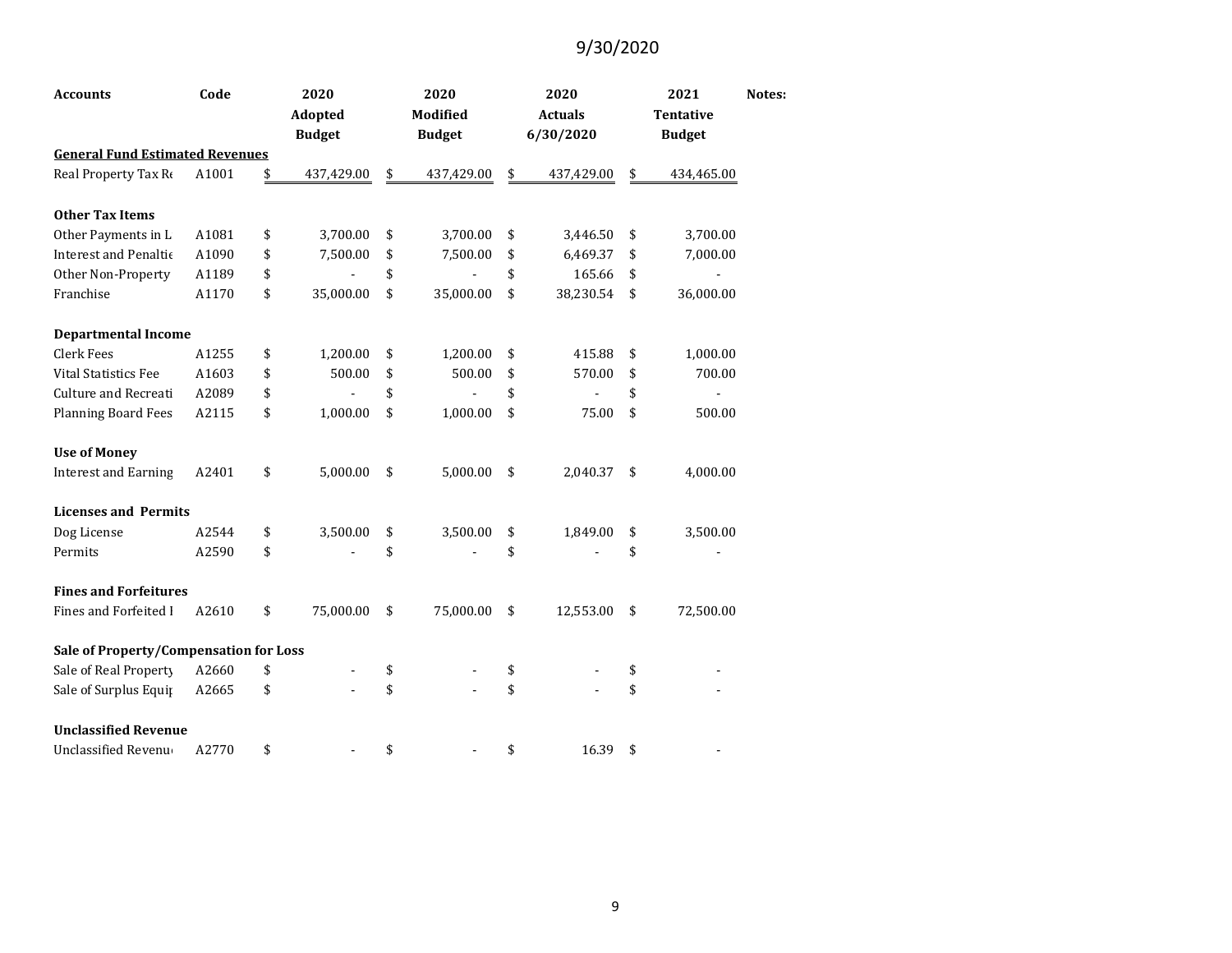9/30/2020

| Accounts | Code | 2020 Adopted Budget | 2020 Modified Budget | 2020 Actuals 6/30/2020 | 2021 Tentative Budget | Notes: |
|---|---|---|---|---|---|---|
| **General Fund Estimated Revenues** | | | | | | |
| Real Property Tax Re | A1001 | $ 437,429.00 | $ 437,429.00 | $ 437,429.00 | $ 434,465.00 | |
| | | | | | | |
| **Other Tax Items** | | | | | | |
| Other Payments in L | A1081 | $ 3,700.00 | $ 3,700.00 | $ 3,446.50 | $ 3,700.00 | |
| Interest and Penaltie | A1090 | $ 7,500.00 | $ 7,500.00 | $ 6,469.37 | $ 7,000.00 | |
| Other Non-Property | A1189 | $ - | $ - | $ 165.66 | $ - | |
| Franchise | A1170 | $ 35,000.00 | $ 35,000.00 | $ 38,230.54 | $ 36,000.00 | |
| | | | | | | |
| **Departmental Income** | | | | | | |
| Clerk Fees | A1255 | $ 1,200.00 | $ 1,200.00 | $ 415.88 | $ 1,000.00 | |
| Vital Statistics Fee | A1603 | $ 500.00 | $ 500.00 | $ 570.00 | $ 700.00 | |
| Culture and Recreati | A2089 | $ - | $ - | $ - | $ - | |
| Planning Board Fees | A2115 | $ 1,000.00 | $ 1,000.00 | $ 75.00 | $ 500.00 | |
| | | | | | | |
| **Use of Money** | | | | | | |
| Interest and Earning | A2401 | $ 5,000.00 | $ 5,000.00 | $ 2,040.37 | $ 4,000.00 | |
| | | | | | | |
| **Licenses and Permits** | | | | | | |
| Dog License | A2544 | $ 3,500.00 | $ 3,500.00 | $ 1,849.00 | $ 3,500.00 | |
| Permits | A2590 | $ - | $ - | $ - | $ - | |
| | | | | | | |
| **Fines and Forfeitures** | | | | | | |
| Fines and Forfeited I | A2610 | $ 75,000.00 | $ 75,000.00 | $ 12,553.00 | $ 72,500.00 | |
| | | | | | | |
| **Sale of Property/Compensation for Loss** | | | | | | |
| Sale of Real Property | A2660 | $ - | $ - | $ - | $ - | |
| Sale of Surplus Equip | A2665 | $ - | $ - | $ - | $ - | |
| | | | | | | |
| **Unclassified Revenue** | | | | | | |
| Unclassified Revenue | A2770 | $ - | $ - | $ 16.39 | $ - | |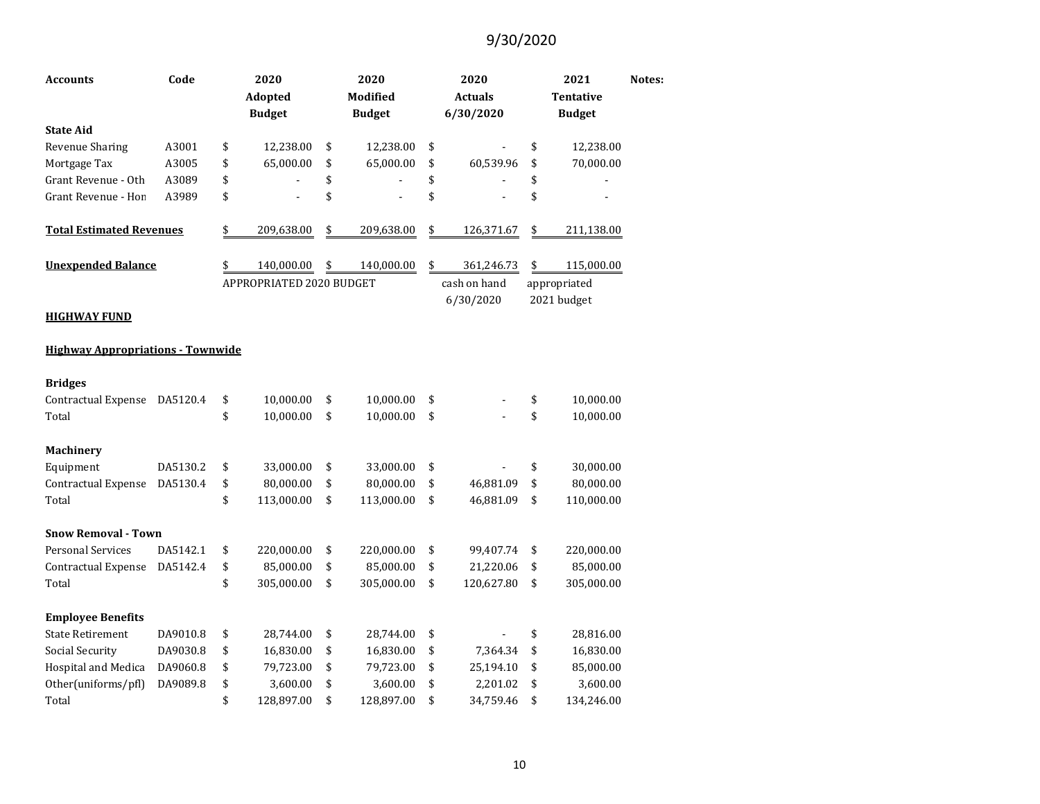9/30/2020

| Accounts | Code | 2020 Adopted Budget | 2020 Modified Budget | 2020 Actuals 6/30/2020 | 2021 Tentative Budget | Notes: |
|---|---|---|---|---|---|---|
| **State Aid** | | | | | | |
| Revenue Sharing | A3001 | $ 12,238.00 | $ 12,238.00 | $ - | $ 12,238.00 | |
| Mortgage Tax | A3005 | $ 65,000.00 | $ 65,000.00 | $ 60,539.96 | $ 70,000.00 | |
| Grant Revenue - Oth | A3089 | $ - | $ - | $ - | $ - | |
| Grant Revenue - Hon | A3989 | $ - | $ - | $ - | $ - | |
| | | | | | | |
| **Total Estimated Revenues** | | $ 209,638.00 | $ 209,638.00 | $ 126,371.67 | $ 211,138.00 | |
| | | | | | | |
| **Unexpended Balance** | | $ 140,000.00 | $ 140,000.00 | $ 361,246.73 | $ 115,000.00 | |
| | | APPROPRIATED 2020 BUDGET | | cash on hand 6/30/2020 | appropriated 2021 budget | |

**HIGHWAY FUND**

**Highway Appropriations - Townwide**

| Accounts | Code | 2020 Adopted Budget | 2020 Modified Budget | 2020 Actuals 6/30/2020 | 2021 Tentative Budget | Notes: |
|---|---|---|---|---|---|---|
| **Bridges** | | | | | | |
| Contractual Expense | DA5120.4 | $ 10,000.00 | $ 10,000.00 | $ - | $ 10,000.00 | |
| Total | | $ 10,000.00 | $ 10,000.00 | $ - | $ 10,000.00 | |
| | | | | | | |
| **Machinery** | | | | | | |
| Equipment | DA5130.2 | $ 33,000.00 | $ 33,000.00 | $ - | $ 30,000.00 | |
| Contractual Expense | DA5130.4 | $ 80,000.00 | $ 80,000.00 | $ 46,881.09 | $ 80,000.00 | |
| Total | | $ 113,000.00 | $ 113,000.00 | $ 46,881.09 | $ 110,000.00 | |
| | | | | | | |
| **Snow Removal - Town** | | | | | | |
| Personal Services | DA5142.1 | $ 220,000.00 | $ 220,000.00 | $ 99,407.74 | $ 220,000.00 | |
| Contractual Expense | DA5142.4 | $ 85,000.00 | $ 85,000.00 | $ 21,220.06 | $ 85,000.00 | |
| Total | | $ 305,000.00 | $ 305,000.00 | $ 120,627.80 | $ 305,000.00 | |
| | | | | | | |
| **Employee Benefits** | | | | | | |
| State Retirement | DA9010.8 | $ 28,744.00 | $ 28,744.00 | $ - | $ 28,816.00 | |
| Social Security | DA9030.8 | $ 16,830.00 | $ 16,830.00 | $ 7,364.34 | $ 16,830.00 | |
| Hospital and Medica | DA9060.8 | $ 79,723.00 | $ 79,723.00 | $ 25,194.10 | $ 85,000.00 | |
| Other(uniforms/pfl) | DA9089.8 | $ 3,600.00 | $ 3,600.00 | $ 2,201.02 | $ 3,600.00 | |
| Total | | $ 128,897.00 | $ 128,897.00 | $ 34,759.46 | $ 134,246.00 | |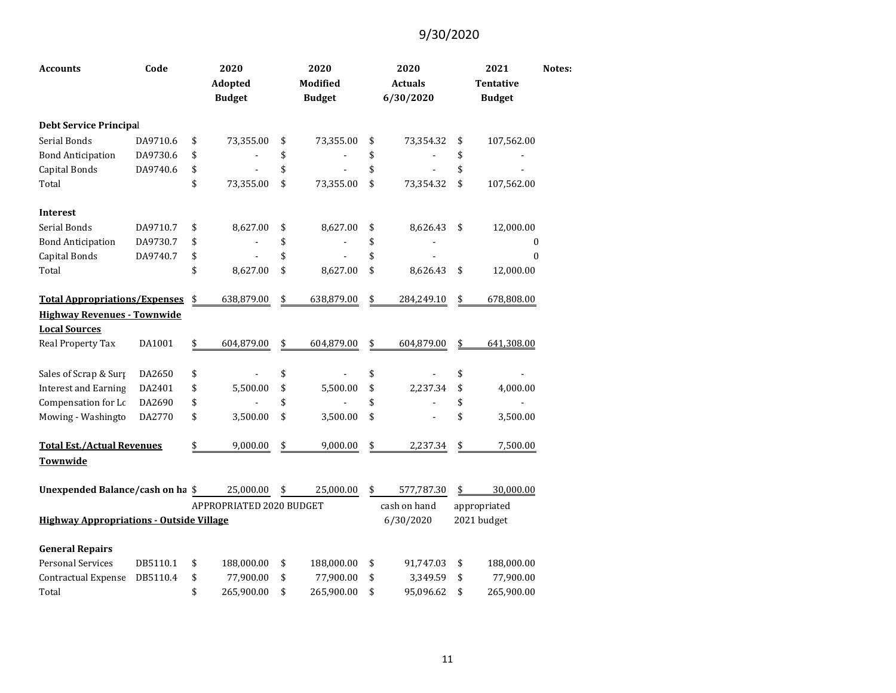9/30/2020

| Accounts | Code | 2020 Adopted Budget | 2020 Modified Budget | 2020 Actuals 6/30/2020 | 2021 Tentative Budget | Notes: |
|---|---|---|---|---|---|---|
| **Debt Service Principal** | | | | | | |
| Serial Bonds | DA9710.6 | $ 73,355.00 | $ 73,355.00 | $ 73,354.32 | $ 107,562.00 | |
| Bond Anticipation | DA9730.6 | $ - | $ - | $ - | $ - | |
| Capital Bonds | DA9740.6 | $ - | $ - | $ - | $ - | |
| Total | | $ 73,355.00 | $ 73,355.00 | $ 73,354.32 | $ 107,562.00 | |
| **Interest** | | | | | | |
| Serial Bonds | DA9710.7 | $ 8,627.00 | $ 8,627.00 | $ 8,626.43 | $ 12,000.00 | |
| Bond Anticipation | DA9730.7 | $ - | $ - | $ - | 0 | |
| Capital Bonds | DA9740.7 | $ - | $ - | $ - | 0 | |
| Total | | $ 8,627.00 | $ 8,627.00 | $ 8,626.43 | $ 12,000.00 | |
| **Total Appropriations/Expenses** | | $ 638,879.00 | $ 638,879.00 | $ 284,249.10 | $ 678,808.00 | |
| **Highway Revenues - Townwide** | | | | | | |
| **Local Sources** | | | | | | |
| Real Property Tax | DA1001 | $ 604,879.00 | $ 604,879.00 | $ 604,879.00 | $ 641,308.00 | |
| Sales of Scrap & Surp | DA2650 | $ - | $ - | $ - | $ - | |
| Interest and Earning | DA2401 | $ 5,500.00 | $ 5,500.00 | $ 2,237.34 | $ 4,000.00 | |
| Compensation for Lo | DA2690 | $ - | $ - | $ - | $ - | |
| Mowing - Washingto | DA2770 | $ 3,500.00 | $ 3,500.00 | $ - | $ 3,500.00 | |
| **Total Est./Actual Revenues Townwide** | | $ 9,000.00 | $ 9,000.00 | $ 2,237.34 | $ 7,500.00 | |
| **Unexpended Balance/cash on ha** | | $ 25,000.00 | $ 25,000.00 | $ 577,787.30 | $ 30,000.00 | |
| | | APPROPRIATED 2020 BUDGET | | cash on hand 6/30/2020 | appropriated 2021 budget | |
| **Highway Appropriations - Outside Village** | | | | | | |
| **General Repairs** | | | | | | |
| Personal Services | DB5110.1 | $ 188,000.00 | $ 188,000.00 | $ 91,747.03 | $ 188,000.00 | |
| Contractual Expense | DB5110.4 | $ 77,900.00 | $ 77,900.00 | $ 3,349.59 | $ 77,900.00 | |
| Total | | $ 265,900.00 | $ 265,900.00 | $ 95,096.62 | $ 265,900.00 | |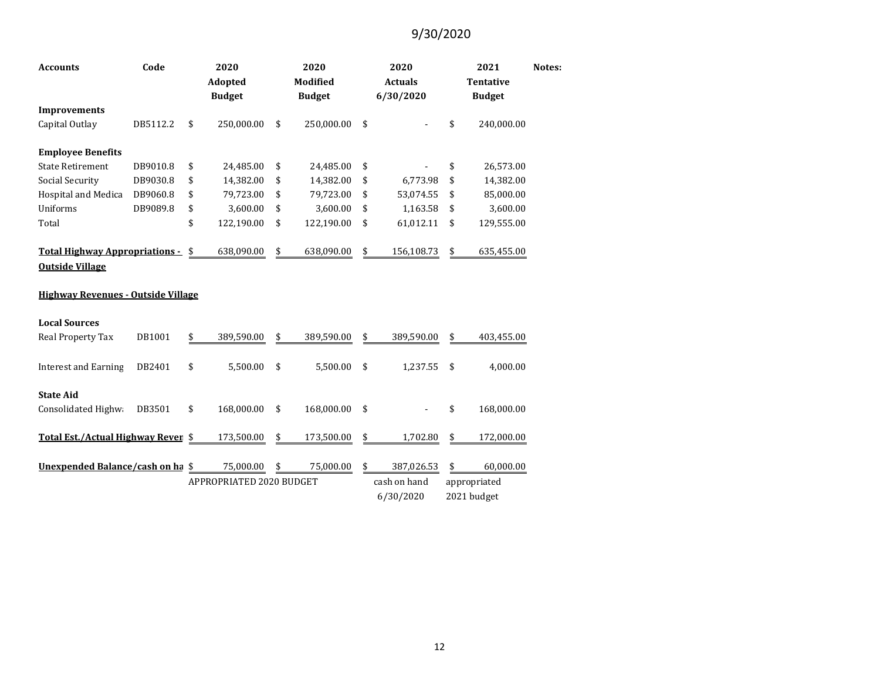9/30/2020

| Accounts | Code | 2020 Adopted Budget | 2020 Modified Budget | 2020 Actuals 6/30/2020 | 2021 Tentative Budget | Notes: |
|---|---|---|---|---|---|---|
| **Improvements** | | | | | | |
| Capital Outlay | DB5112.2 | $ 250,000.00 | $ 250,000.00 | $ - | $ 240,000.00 | |
| | | | | | | |
| **Employee Benefits** | | | | | | |
| State Retirement | DB9010.8 | $ 24,485.00 | $ 24,485.00 | $ - | $ 26,573.00 | |
| Social Security | DB9030.8 | $ 14,382.00 | $ 14,382.00 | $ 6,773.98 | $ 14,382.00 | |
| Hospital and Medica | DB9060.8 | $ 79,723.00 | $ 79,723.00 | $ 53,074.55 | $ 85,000.00 | |
| Uniforms | DB9089.8 | $ 3,600.00 | $ 3,600.00 | $ 1,163.58 | $ 3,600.00 | |
| Total | | $ 122,190.00 | $ 122,190.00 | $ 61,012.11 | $ 129,555.00 | |
| | | | | | | |
| **Total Highway Appropriations - Outside Village** | | $ 638,090.00 | $ 638,090.00 | $ 156,108.73 | $ 635,455.00 | |
| | | | | | | |
| **Highway Revenues - Outside Village** | | | | | | |
| | | | | | | |
| **Local Sources** | | | | | | |
| Real Property Tax | DB1001 | $ 389,590.00 | $ 389,590.00 | $ 389,590.00 | $ 403,455.00 | |
| | | | | | | |
| Interest and Earning | DB2401 | $ 5,500.00 | $ 5,500.00 | $ 1,237.55 | $ 4,000.00 | |
| | | | | | | |
| **State Aid** | | | | | | |
| Consolidated Highw | DB3501 | $ 168,000.00 | $ 168,000.00 | $ - | $ 168,000.00 | |
| | | | | | | |
| **Total Est./Actual Highway Reven** | | $ 173,500.00 | $ 173,500.00 | $ 1,702.80 | $ 172,000.00 | |
| | | | | | | |
| **Unexpended Balance/cash on ha** | | $ 75,000.00 | $ 75,000.00 | $ 387,026.53 | $ 60,000.00 | |
| | | APPROPRIATED 2020 BUDGET | | cash on hand 6/30/2020 | appropriated 2021 budget | |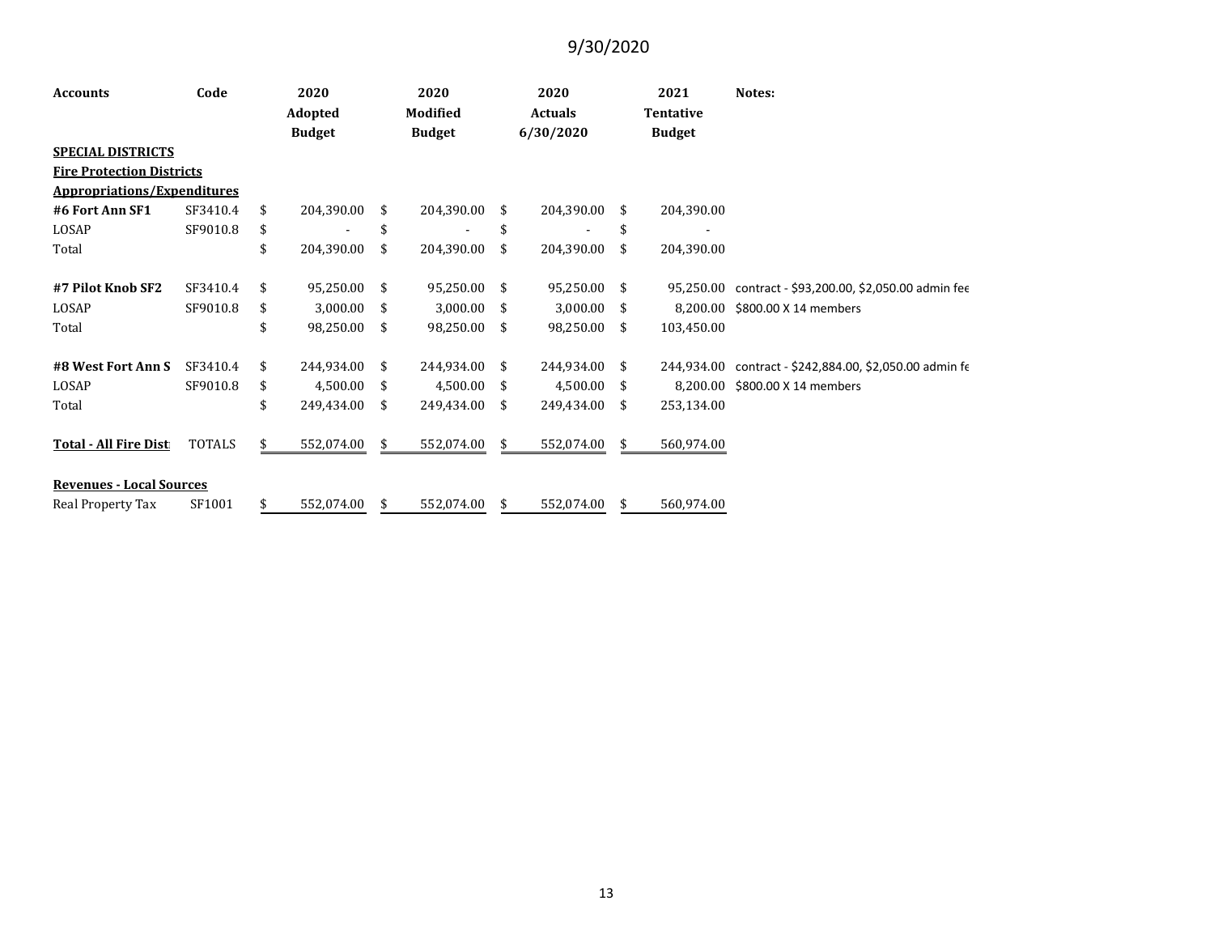9/30/2020

| Accounts | Code | 2020 Adopted Budget | 2020 Modified Budget | 2020 Actuals 6/30/2020 | 2021 Tentative Budget | Notes: |
|---|---|---|---|---|---|---|
| **SPECIAL DISTRICTS** | | | | | | |
| **Fire Protection Districts** | | | | | | |
| **Appropriations/Expenditures** | | | | | | |
| **#6 Fort Ann SF1** | SF3410.4 | $ 204,390.00 | $ 204,390.00 | $ 204,390.00 | $ 204,390.00 | |
| LOSAP | SF9010.8 | $ - | $ - | $ - | $ - | |
| Total | | $ 204,390.00 | $ 204,390.00 | $ 204,390.00 | $ 204,390.00 | |
| **#7 Pilot Knob SF2** | SF3410.4 | $ 95,250.00 | $ 95,250.00 | $ 95,250.00 | $ 95,250.00 | contract - $93,200.00, $2,050.00 admin fee |
| LOSAP | SF9010.8 | $ 3,000.00 | $ 3,000.00 | $ 3,000.00 | $ 8,200.00 | $800.00 X 14 members |
| Total | | $ 98,250.00 | $ 98,250.00 | $ 98,250.00 | $ 103,450.00 | |
| **#8 West Fort Ann S** | SF3410.4 | $ 244,934.00 | $ 244,934.00 | $ 244,934.00 | $ 244,934.00 | contract - $242,884.00, $2,050.00 admin fe |
| LOSAP | SF9010.8 | $ 4,500.00 | $ 4,500.00 | $ 4,500.00 | $ 8,200.00 | $800.00 X 14 members |
| Total | | $ 249,434.00 | $ 249,434.00 | $ 249,434.00 | $ 253,134.00 | |
| **Total - All Fire Dist** | TOTALS | $ 552,074.00 | $ 552,074.00 | $ 552,074.00 | $ 560,974.00 | |
| **Revenues - Local Sources** | | | | | | |
| Real Property Tax | SF1001 | $ 552,074.00 | $ 552,074.00 | $ 552,074.00 | $ 560,974.00 | |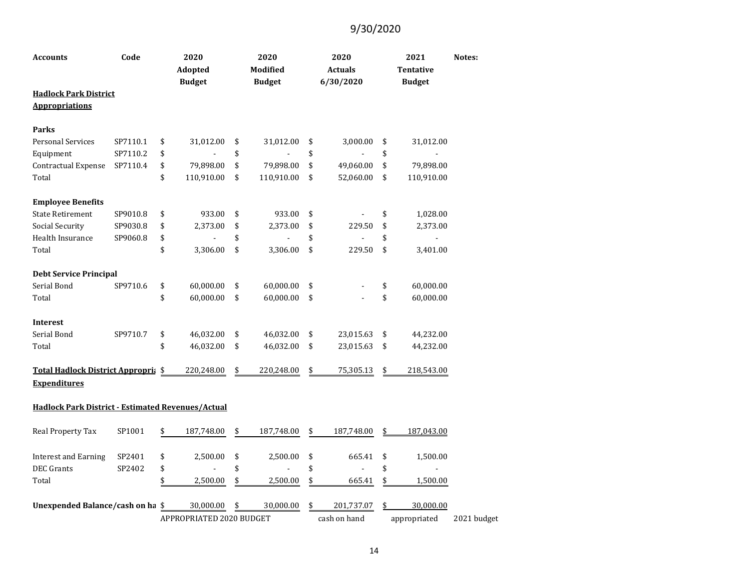9/30/2020

| Accounts | Code | 2020 Adopted Budget | 2020 Modified Budget | 2020 Actuals 6/30/2020 | 2021 Tentative Budget | Notes: |
|---|---|---|---|---|---|---|
| **Hadlock Park District** | | | | | | |
| **Appropriations** | | | | | | |
| **Parks** | | | | | | |
| Personal Services | SP7110.1 | $ 31,012.00 | $ 31,012.00 | $ 3,000.00 | $ 31,012.00 | |
| Equipment | SP7110.2 | $ - | $ - | $ - | $ - | |
| Contractual Expense | SP7110.4 | $ 79,898.00 | $ 79,898.00 | $ 49,060.00 | $ 79,898.00 | |
| Total | | $ 110,910.00 | $ 110,910.00 | $ 52,060.00 | $ 110,910.00 | |
| **Employee Benefits** | | | | | | |
| State Retirement | SP9010.8 | $ 933.00 | $ 933.00 | $ - | $ 1,028.00 | |
| Social Security | SP9030.8 | $ 2,373.00 | $ 2,373.00 | $ 229.50 | $ 2,373.00 | |
| Health Insurance | SP9060.8 | $ - | $ - | $ - | $ - | |
| Total | | $ 3,306.00 | $ 3,306.00 | $ 229.50 | $ 3,401.00 | |
| **Debt Service Principal** | | | | | | |
| Serial Bond | SP9710.6 | $ 60,000.00 | $ 60,000.00 | $ - | $ 60,000.00 | |
| Total | | $ 60,000.00 | $ 60,000.00 | $ - | $ 60,000.00 | |
| **Interest** | | | | | | |
| Serial Bond | SP9710.7 | $ 46,032.00 | $ 46,032.00 | $ 23,015.63 | $ 44,232.00 | |
| Total | | $ 46,032.00 | $ 46,032.00 | $ 23,015.63 | $ 44,232.00 | |
| **Total Hadlock District Appropria** | | $ 220,248.00 | $ 220,248.00 | $ 75,305.13 | $ 218,543.00 | |
| **Expenditures** | | | | | | |
| **Hadlock Park District - Estimated Revenues/Actual** | | | | | | |
| Real Property Tax | SP1001 | $ 187,748.00 | $ 187,748.00 | $ 187,748.00 | $ 187,043.00 | |
| Interest and Earning | SP2401 | $ 2,500.00 | $ 2,500.00 | $ 665.41 | $ 1,500.00 | |
| DEC Grants | SP2402 | $ - | $ - | $ - | $ - | |
| Total | | $ 2,500.00 | $ 2,500.00 | $ 665.41 | $ 1,500.00 | |
| **Unexpended Balance/cash on ha** | | $ 30,000.00 | $ 30,000.00 | $ 201,737.07 | $ 30,000.00 | |
| | | APPROPRIATED 2020 BUDGET | | cash on hand | appropriated | 2021 budget |